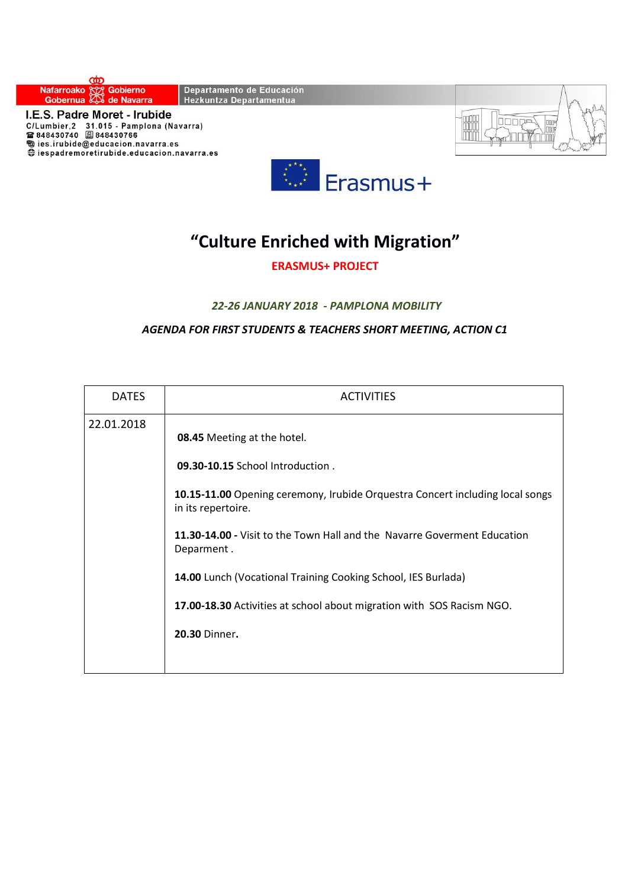Nafarroako Gobernua | Gobierno de Navarra

Departamento de Educación
Hezkuntza Departamentua

**I.E.S. Padre Moret - Irubide**
C/Lumbier,2 31.015 - Pamplona (Navarra)
848430740 848430766
ies.irubide@educacion.navarra.es
iespadremoretirubide.educacion.navarra.es

Erasmus+

# "Culture Enriched with Migration"

**ERASMUS+ PROJECT**

***22-26 JANUARY 2018 - PAMPLONA MOBILITY***

***AGENDA FOR FIRST STUDENTS & TEACHERS SHORT MEETING, ACTION C1***

| DATES | ACTIVITIES |
|---|---|
| 22.01.2018 | **08.45** Meeting at the hotel.<br><br>**09.30-10.15** School Introduction .<br><br>**10.15-11.00** Opening ceremony, Irubide Orquestra Concert including local songs in its repertoire.<br><br>**11.30-14.00 -** Visit to the Town Hall and the Navarre Goverment Education Deparment .<br><br>**14.00** Lunch (Vocational Training Cooking School, IES Burlada)<br><br>**17.00-18.30** Activities at school about migration with SOS Racism NGO.<br><br>**20.30** Dinner**.** |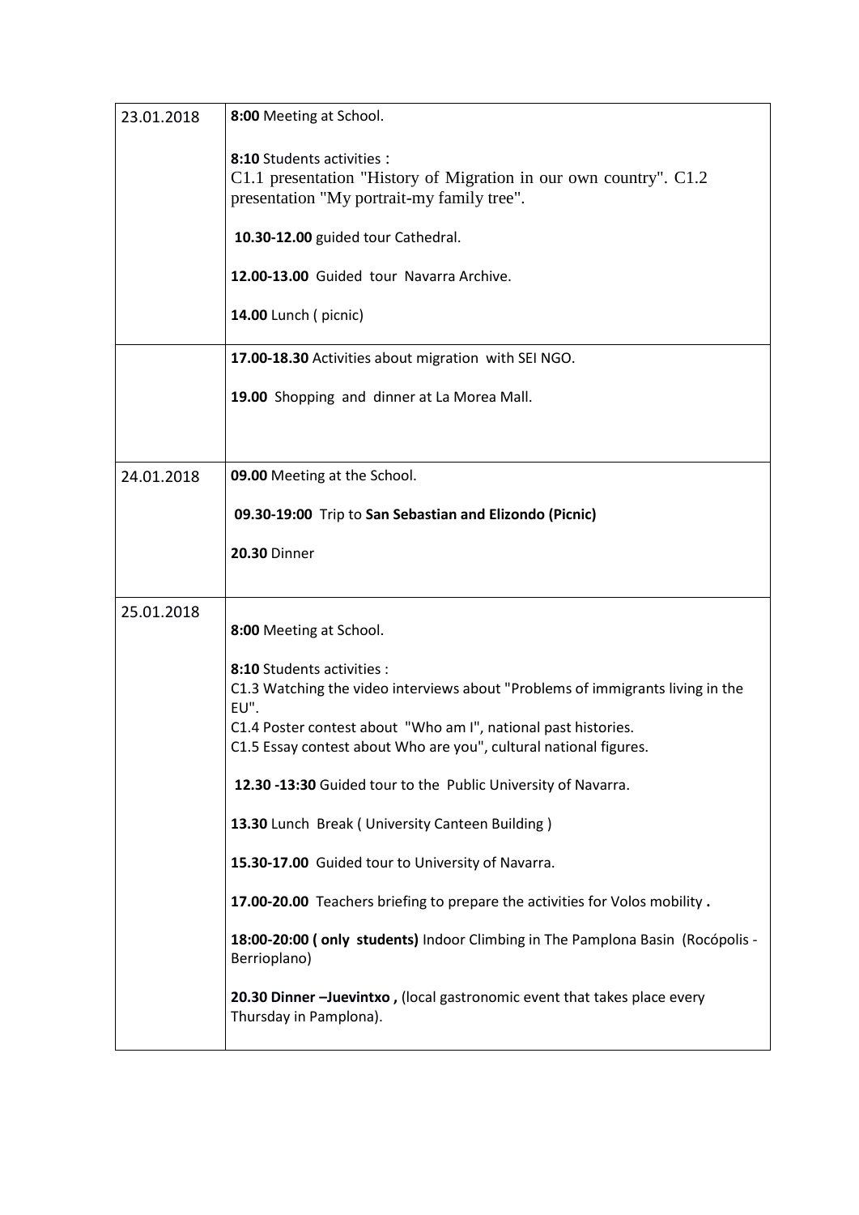| | |
|---|---|
| 23.01.2018 | **8:00** Meeting at School.<br><br>**8:10** Students activities :<br>C1.1 presentation "History of Migration in our own country". C1.2 presentation "My portrait-my family tree".<br><br>**10.30-12.00** guided tour Cathedral.<br><br>**12.00-13.00** Guided tour Navarra Archive.<br><br>**14.00** Lunch ( picnic) |
| | **17.00-18.30** Activities about migration with SEI NGO.<br><br>**19.00** Shopping and dinner at La Morea Mall. |
| 24.01.2018 | **09.00** Meeting at the School.<br><br>**09.30-19:00** Trip to **San Sebastian and Elizondo (Picnic)**<br><br>**20.30** Dinner |
| 25.01.2018 | **8:00** Meeting at School.<br><br>**8:10** Students activities :<br>C1.3 Watching the video interviews about "Problems of immigrants living in the EU".<br>C1.4 Poster contest about "Who am I", national past histories.<br>C1.5 Essay contest about Who are you", cultural national figures.<br><br>**12.30 -13:30** Guided tour to the Public University of Navarra.<br><br>**13.30** Lunch Break ( University Canteen Building )<br><br>**15.30-17.00** Guided tour to University of Navarra.<br><br>**17.00-20.00** Teachers briefing to prepare the activities for Volos mobility **.**<br><br>**18:00-20:00 ( only students)** Indoor Climbing in The Pamplona Basin (Rocópolis - Berrioplano)<br><br>**20.30 Dinner –Juevintxo ,** (local gastronomic event that takes place every Thursday in Pamplona). |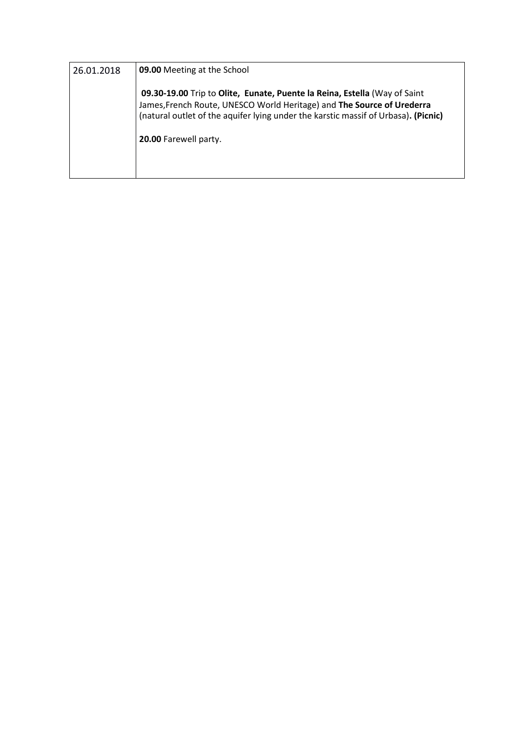| | |
|---|---|
| 26.01.2018 | **09.00** Meeting at the School<br><br>**09.30-19.00** Trip to **Olite, Eunate, Puente la Reina, Estella** (Way of Saint James,French Route, UNESCO World Heritage) and **The Source of Urederra** (natural outlet of the aquifer lying under the karstic massif of Urbasa)**. (Picnic)**<br><br>**20.00** Farewell party. |